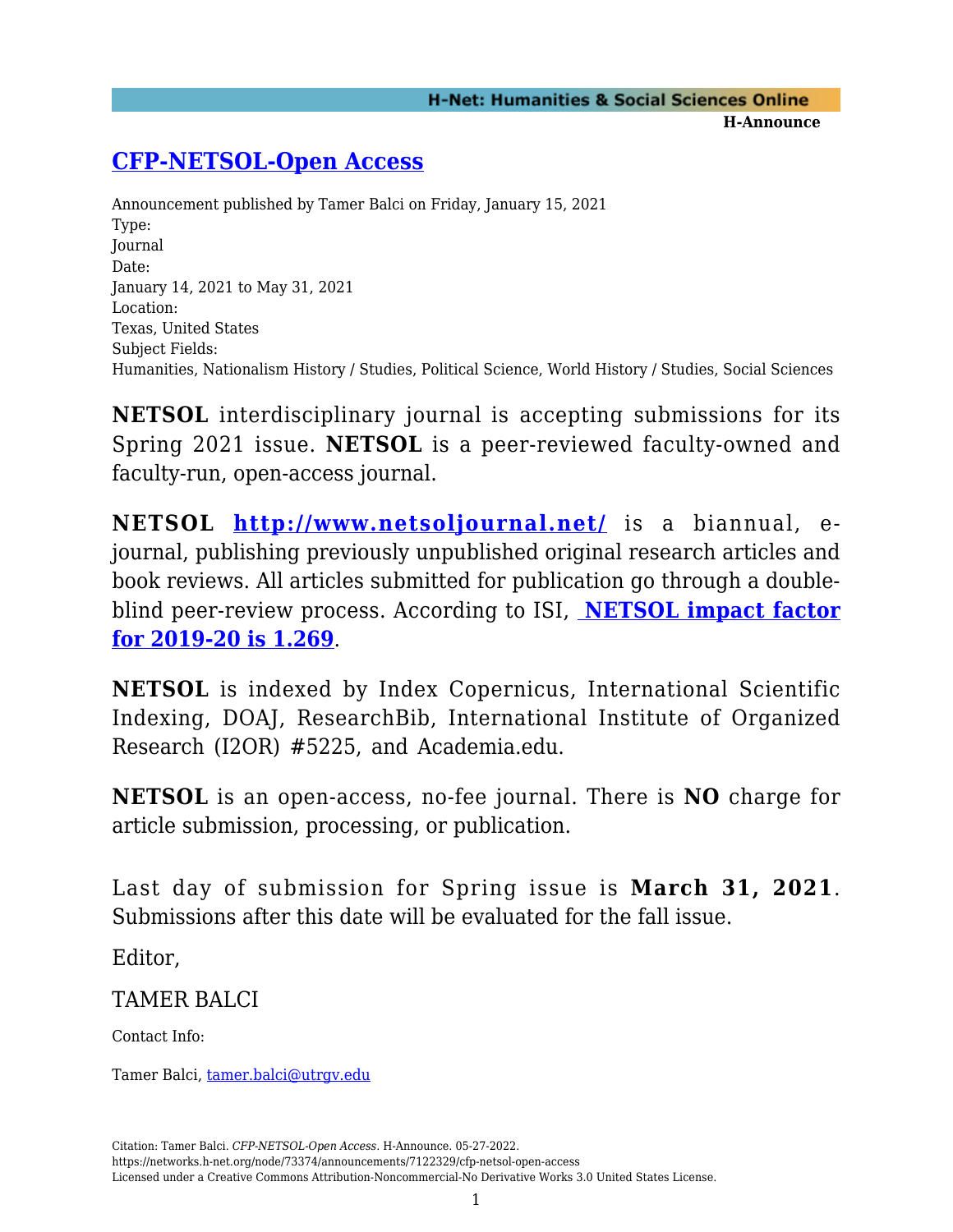# [CFP-NETSOL-Open Access](https://networks.h-net.org/node/73374/announcements/7122329/cfp-netsol-open-access)

Announcement published by Tamer Balci on Friday, January 15, 2021

Type:
Journal

Date:
January 14, 2021 to May 31, 2021

Location:
Texas, United States

Subject Fields:
Humanities, Nationalism History / Studies, Political Science, World History / Studies, Social Sciences

**NETSOL** interdisciplinary journal is accepting submissions for its Spring 2021 issue. **NETSOL** is a peer-reviewed faculty-owned and faculty-run, open-access journal.

**NETSOL** [**http://www.netsoljournal.net/**](http://www.netsoljournal.net/) is a biannual, e-journal, publishing previously unpublished original research articles and book reviews. All articles submitted for publication go through a double-blind peer-review process. According to ISI, **NETSOL impact factor for 2019-20 is 1.269**.

**NETSOL** is indexed by Index Copernicus, International Scientific Indexing, DOAJ, ResearchBib, International Institute of Organized Research (I2OR) #5225, and Academia.edu.

**NETSOL** is an open-access, no-fee journal. There is **NO** charge for article submission, processing, or publication.

Last day of submission for Spring issue is **March 31, 2021**. Submissions after this date will be evaluated for the fall issue.

Editor,

TAMER BALCI

Contact Info:

Tamer Balci, [tamer.balci@utrgv.edu](mailto:tamer.balci@utrgv.edu)

Citation: Tamer Balci. *CFP-NETSOL-Open Access*. H-Announce. 05-27-2022.
https://networks.h-net.org/node/73374/announcements/7122329/cfp-netsol-open-access
Licensed under a Creative Commons Attribution-Noncommercial-No Derivative Works 3.0 United States License.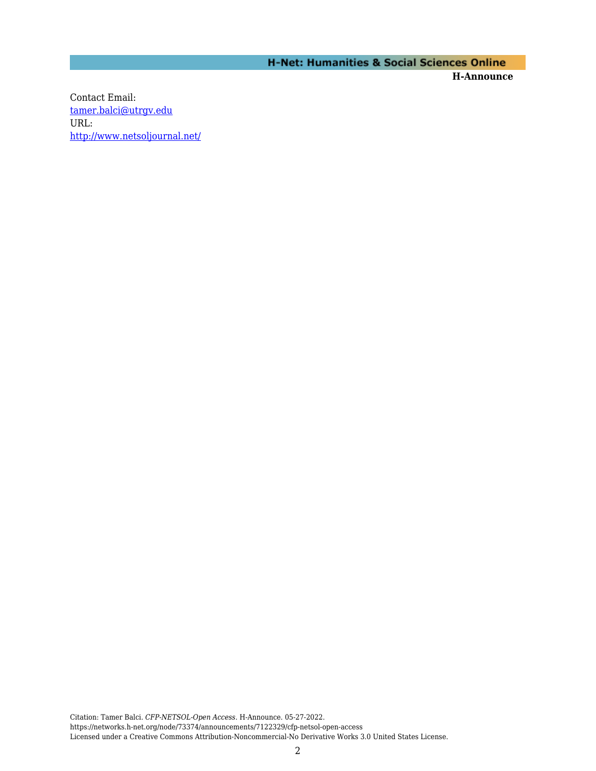Contact Email:
tamer.balci@utrgv.edu
URL:
http://www.netsoljournal.net/